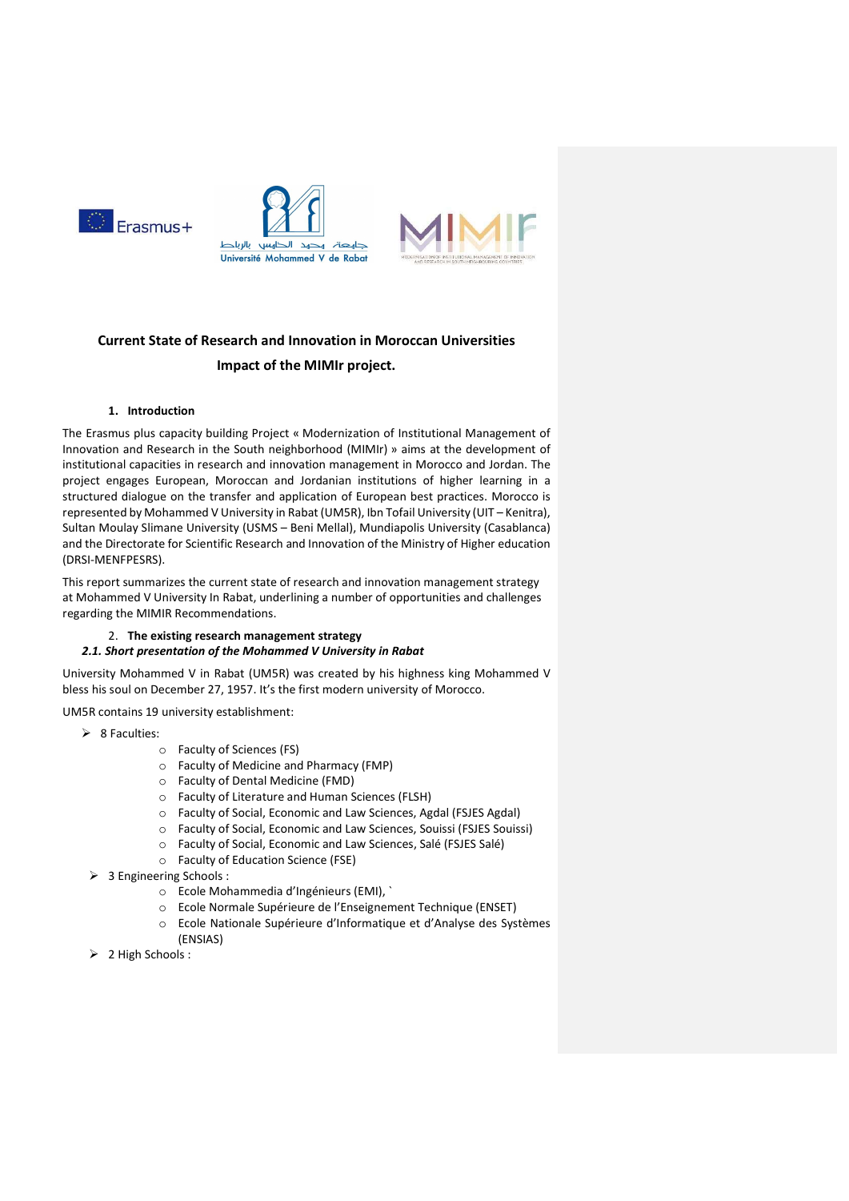**Current State of Research and Innovation in Moroccan Universities**

**Impact of the MIMIr project.**

## 1. Introduction

The Erasmus plus capacity building Project « Modernization of Institutional Management of Innovation and Research in the South neighborhood (MIMIr) » aims at the development of institutional capacities in research and innovation management in Morocco and Jordan. The project engages European, Moroccan and Jordanian institutions of higher learning in a structured dialogue on the transfer and application of European best practices. Morocco is represented by Mohammed V University in Rabat (UM5R), Ibn Tofail University (UIT – Kenitra), Sultan Moulay Slimane University (USMS – Beni Mellal), Mundiapolis University (Casablanca) and the Directorate for Scientific Research and Innovation of the Ministry of Higher education (DRSI-MENFPESRS).

This report summarizes the current state of research and innovation management strategy at Mohammed V University In Rabat, underlining a number of opportunities and challenges regarding the MIMIR Recommendations.

## 2. The existing research management strategy

### *2.1. Short presentation of the Mohammed V University in Rabat*

University Mohammed V in Rabat (UM5R) was created by his highness king Mohammed V bless his soul on December 27, 1957. It's the first modern university of Morocco.

UM5R contains 19 university establishment:

- 8 Faculties:
  - Faculty of Sciences (FS)
  - Faculty of Medicine and Pharmacy (FMP)
  - Faculty of Dental Medicine (FMD)
  - Faculty of Literature and Human Sciences (FLSH)
  - Faculty of Social, Economic and Law Sciences, Agdal (FSJES Agdal)
  - Faculty of Social, Economic and Law Sciences, Souissi (FSJES Souissi)
  - Faculty of Social, Economic and Law Sciences, Salé (FSJES Salé)
  - Faculty of Education Science (FSE)
- 3 Engineering Schools :
  - Ecole Mohammedia d'Ingénieurs (EMI), `
  - Ecole Normale Supérieure de l'Enseignement Technique (ENSET)
  - Ecole Nationale Supérieure d'Informatique et d'Analyse des Systèmes (ENSIAS)
- 2 High Schools :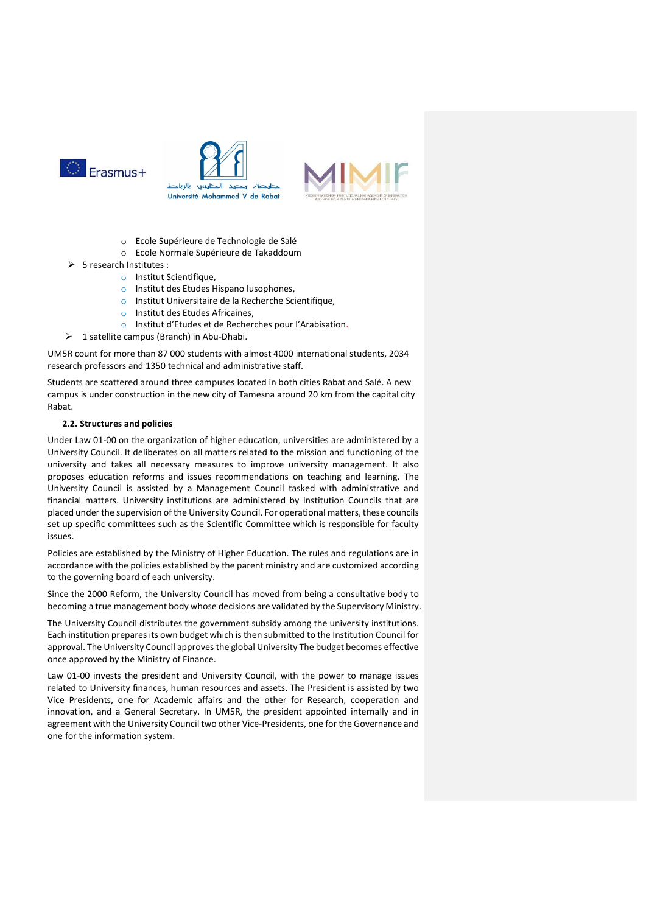- Ecole Supérieure de Technologie de Salé
  - Ecole Normale Supérieure de Takaddoum
- 5 research Institutes :
  - Institut Scientifique,
  - Institut des Etudes Hispano lusophones,
  - Institut Universitaire de la Recherche Scientifique,
  - Institut des Etudes Africaines,
  - Institut d'Etudes et de Recherches pour l'Arabisation.
- 1 satellite campus (Branch) in Abu-Dhabi.

UM5R count for more than 87 000 students with almost 4000 international students, 2034 research professors and 1350 technical and administrative staff.

Students are scattered around three campuses located in both cities Rabat and Salé. A new campus is under construction in the new city of Tamesna around 20 km from the capital city Rabat.

### 2.2. Structures and policies

Under Law 01-00 on the organization of higher education, universities are administered by a University Council. It deliberates on all matters related to the mission and functioning of the university and takes all necessary measures to improve university management. It also proposes education reforms and issues recommendations on teaching and learning. The University Council is assisted by a Management Council tasked with administrative and financial matters. University institutions are administered by Institution Councils that are placed under the supervision of the University Council. For operational matters, these councils set up specific committees such as the Scientific Committee which is responsible for faculty issues.

Policies are established by the Ministry of Higher Education. The rules and regulations are in accordance with the policies established by the parent ministry and are customized according to the governing board of each university.

Since the 2000 Reform, the University Council has moved from being a consultative body to becoming a true management body whose decisions are validated by the Supervisory Ministry.

The University Council distributes the government subsidy among the university institutions. Each institution prepares its own budget which is then submitted to the Institution Council for approval. The University Council approves the global University The budget becomes effective once approved by the Ministry of Finance.

Law 01-00 invests the president and University Council, with the power to manage issues related to University finances, human resources and assets. The President is assisted by two Vice Presidents, one for Academic affairs and the other for Research, cooperation and innovation, and a General Secretary. In UM5R, the president appointed internally and in agreement with the University Council two other Vice-Presidents, one for the Governance and one for the information system.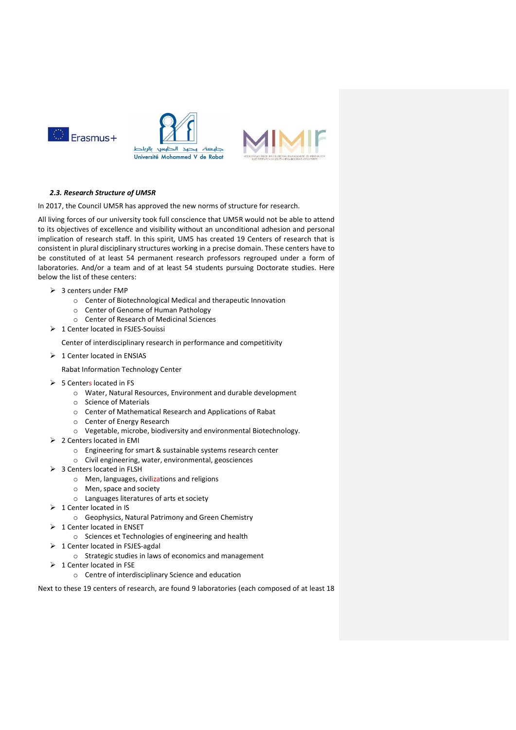### *2.3. Research Structure of UM5R*

In 2017, the Council UM5R has approved the new norms of structure for research.

All living forces of our university took full conscience that UM5R would not be able to attend to its objectives of excellence and visibility without an unconditional adhesion and personal implication of research staff. In this spirit, UM5 has created 19 Centers of research that is consistent in plural disciplinary structures working in a precise domain. These centers have to be constituted of at least 54 permanent research professors regrouped under a form of laboratories. And/or a team and of at least 54 students pursuing Doctorate studies. Here below the list of these centers:

- 3 centers under FMP
  - Center of Biotechnological Medical and therapeutic Innovation
  - Center of Genome of Human Pathology
  - Center of Research of Medicinal Sciences
- 1 Center located in FSJES-Souissi

  Center of interdisciplinary research in performance and competitivity
- 1 Center located in ENSIAS

  Rabat Information Technology Center
- 5 Centers located in FS
  - Water, Natural Resources, Environment and durable development
  - Science of Materials
  - Center of Mathematical Research and Applications of Rabat
  - Center of Energy Research
  - Vegetable, microbe, biodiversity and environmental Biotechnology.
- 2 Centers located in EMI
  - Engineering for smart & sustainable systems research center
  - Civil engineering, water, environmental, geosciences
- 3 Centers located in FLSH
  - Men, languages, civilizations and religions
  - Men, space and society
  - Languages literatures of arts et society
- 1 Center located in IS
  - Geophysics, Natural Patrimony and Green Chemistry
- 1 Center located in ENSET
  - Sciences et Technologies of engineering and health
- 1 Center located in FSJES-agdal
  - Strategic studies in laws of economics and management
- 1 Center located in FSE
  - Centre of interdisciplinary Science and education

Next to these 19 centers of research, are found 9 laboratories (each composed of at least 18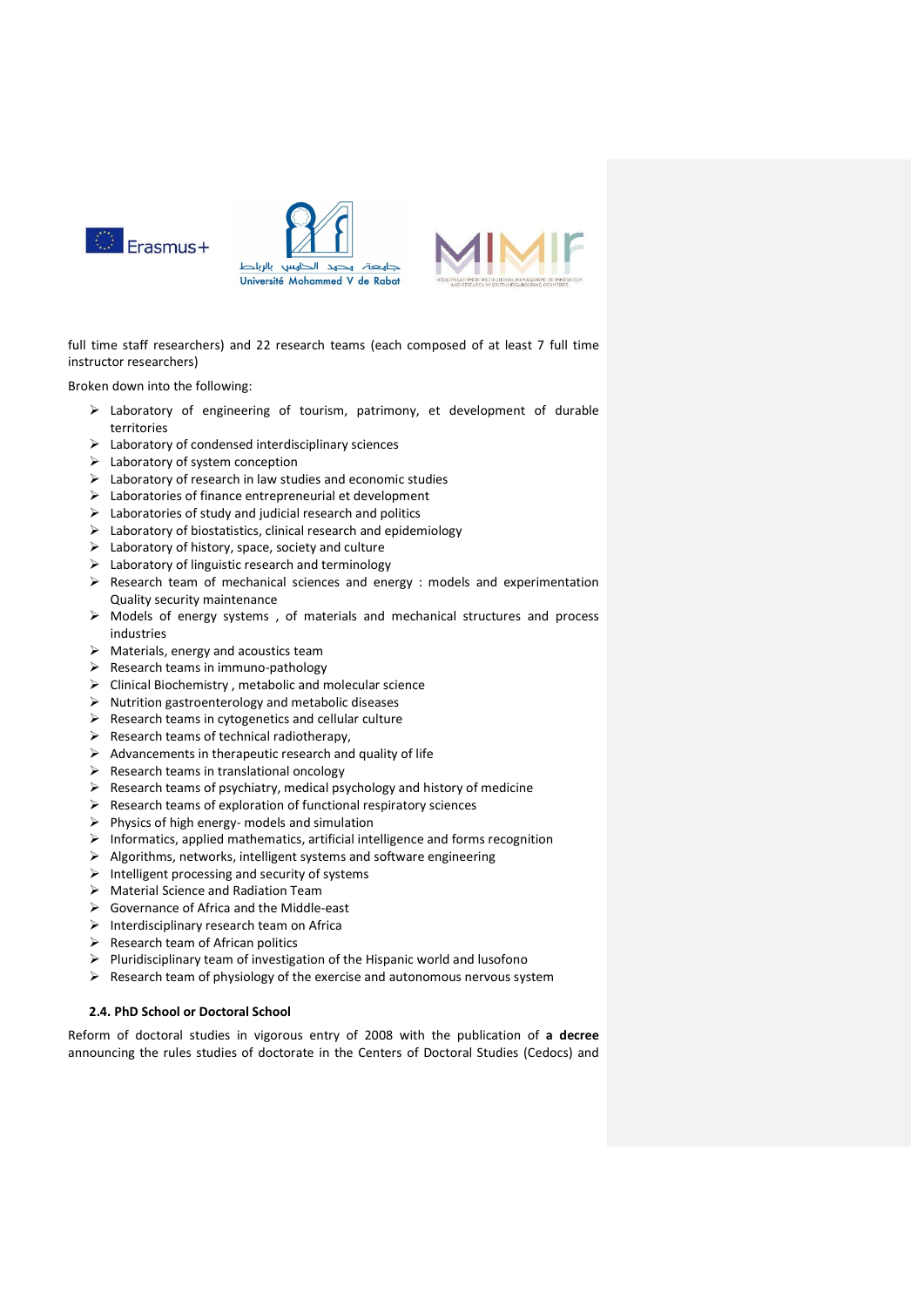full time staff researchers) and 22 research teams (each composed of at least 7 full time instructor researchers)

Broken down into the following:

- Laboratory of engineering of tourism, patrimony, et development of durable territories
- Laboratory of condensed interdisciplinary sciences
- Laboratory of system conception
- Laboratory of research in law studies and economic studies
- Laboratories of finance entrepreneurial et development
- Laboratories of study and judicial research and politics
- Laboratory of biostatistics, clinical research and epidemiology
- Laboratory of history, space, society and culture
- Laboratory of linguistic research and terminology
- Research team of mechanical sciences and energy : models and experimentation Quality security maintenance
- Models of energy systems , of materials and mechanical structures and process industries
- Materials, energy and acoustics team
- Research teams in immuno-pathology
- Clinical Biochemistry , metabolic and molecular science
- Nutrition gastroenterology and metabolic diseases
- Research teams in cytogenetics and cellular culture
- Research teams of technical radiotherapy,
- Advancements in therapeutic research and quality of life
- Research teams in translational oncology
- Research teams of psychiatry, medical psychology and history of medicine
- Research teams of exploration of functional respiratory sciences
- Physics of high energy- models and simulation
- Informatics, applied mathematics, artificial intelligence and forms recognition
- Algorithms, networks, intelligent systems and software engineering
- Intelligent processing and security of systems
- Material Science and Radiation Team
- Governance of Africa and the Middle-east
- Interdisciplinary research team on Africa
- Research team of African politics
- Pluridisciplinary team of investigation of the Hispanic world and lusofono
- Research team of physiology of the exercise and autonomous nervous system

### 2.4. PhD School or Doctoral School

Reform of doctoral studies in vigorous entry of 2008 with the publication of **a decree** announcing the rules studies of doctorate in the Centers of Doctoral Studies (Cedocs) and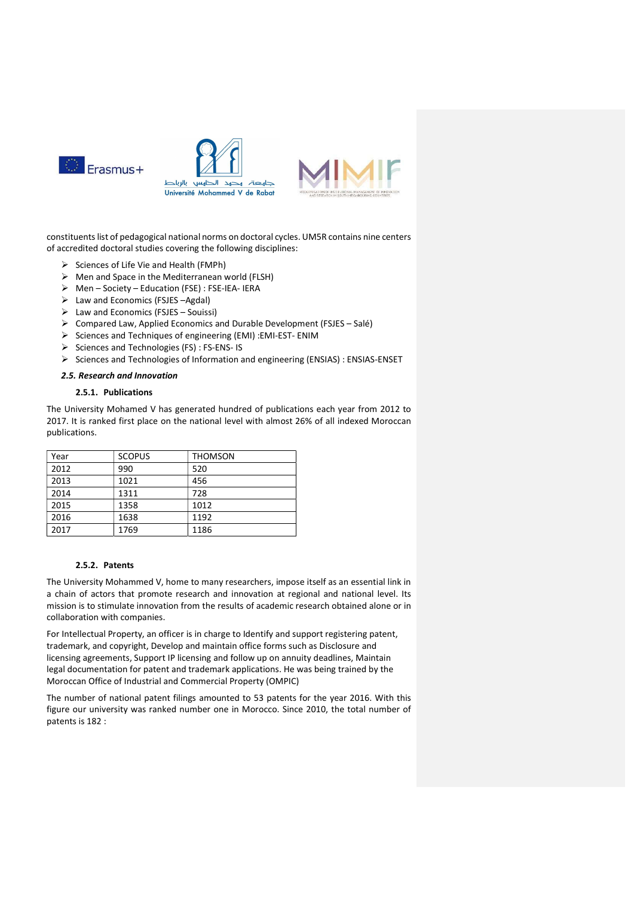constituents list of pedagogical national norms on doctoral cycles. UM5R contains nine centers of accredited doctoral studies covering the following disciplines:

- Sciences of Life Vie and Health (FMPh)
- Men and Space in the Mediterranean world (FLSH)
- Men – Society – Education (FSE) : FSE-IEA- IERA
- Law and Economics (FSJES –Agdal)
- Law and Economics (FSJES – Souissi)
- Compared Law, Applied Economics and Durable Development (FSJES – Salé)
- Sciences and Techniques of engineering (EMI) :EMI-EST- ENIM
- Sciences and Technologies (FS) : FS-ENS- IS
- Sciences and Technologies of Information and engineering (ENSIAS) : ENSIAS-ENSET

### *2.5. Research and Innovation*

#### 2.5.1. Publications

The University Mohamed V has generated hundred of publications each year from 2012 to 2017. It is ranked first place on the national level with almost 26% of all indexed Moroccan publications.

| Year | SCOPUS | THOMSON |
|---|---|---|
| 2012 | 990 | 520 |
| 2013 | 1021 | 456 |
| 2014 | 1311 | 728 |
| 2015 | 1358 | 1012 |
| 2016 | 1638 | 1192 |
| 2017 | 1769 | 1186 |

#### 2.5.2. Patents

The University Mohammed V, home to many researchers, impose itself as an essential link in a chain of actors that promote research and innovation at regional and national level. Its mission is to stimulate innovation from the results of academic research obtained alone or in collaboration with companies.

For Intellectual Property, an officer is in charge to Identify and support registering patent, trademark, and copyright, Develop and maintain office forms such as Disclosure and licensing agreements, Support IP licensing and follow up on annuity deadlines, Maintain legal documentation for patent and trademark applications. He was being trained by the Moroccan Office of Industrial and Commercial Property (OMPIC)

The number of national patent filings amounted to 53 patents for the year 2016. With this figure our university was ranked number one in Morocco. Since 2010, the total number of patents is 182 :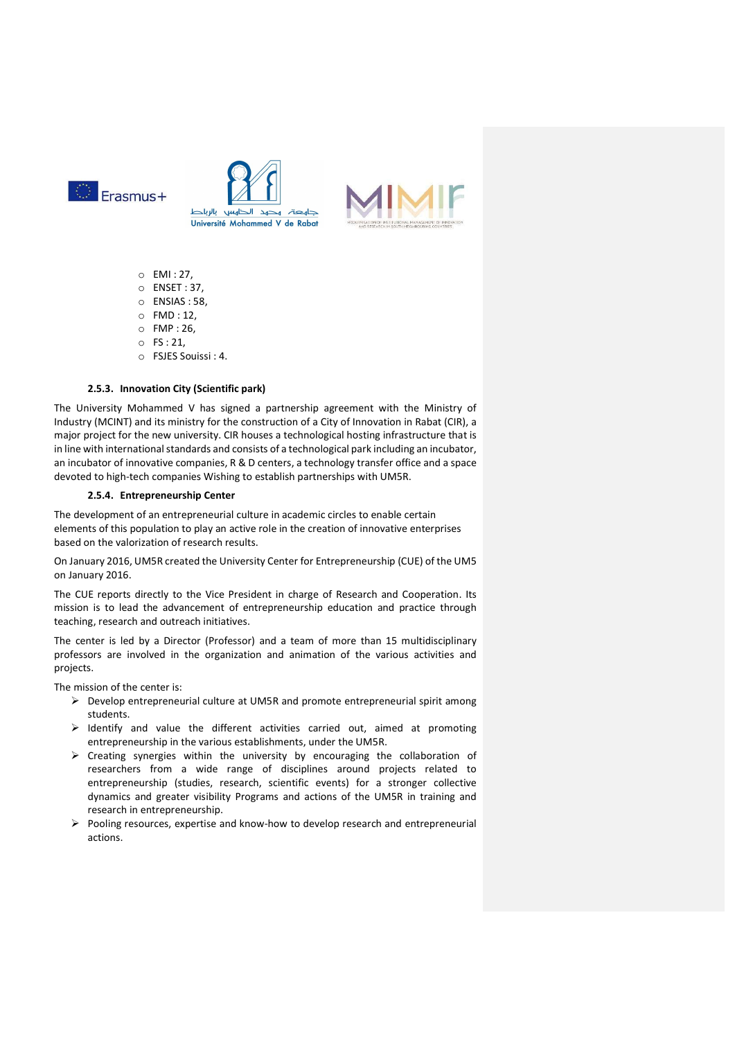- EMI : 27,
- ENSET : 37,
- ENSIAS : 58,
- FMD : 12,
- FMP : 26,
- FS : 21,
- FSJES Souissi : 4.

#### 2.5.3. Innovation City (Scientific park)

The University Mohammed V has signed a partnership agreement with the Ministry of Industry (MCINT) and its ministry for the construction of a City of Innovation in Rabat (CIR), a major project for the new university. CIR houses a technological hosting infrastructure that is in line with international standards and consists of a technological park including an incubator, an incubator of innovative companies, R & D centers, a technology transfer office and a space devoted to high-tech companies Wishing to establish partnerships with UM5R.

#### 2.5.4. Entrepreneurship Center

The development of an entrepreneurial culture in academic circles to enable certain elements of this population to play an active role in the creation of innovative enterprises based on the valorization of research results.

On January 2016, UM5R created the University Center for Entrepreneurship (CUE) of the UM5 on January 2016.

The CUE reports directly to the Vice President in charge of Research and Cooperation. Its mission is to lead the advancement of entrepreneurship education and practice through teaching, research and outreach initiatives.

The center is led by a Director (Professor) and a team of more than 15 multidisciplinary professors are involved in the organization and animation of the various activities and projects.

The mission of the center is:

- Develop entrepreneurial culture at UM5R and promote entrepreneurial spirit among students.
- Identify and value the different activities carried out, aimed at promoting entrepreneurship in the various establishments, under the UM5R.
- Creating synergies within the university by encouraging the collaboration of researchers from a wide range of disciplines around projects related to entrepreneurship (studies, research, scientific events) for a stronger collective dynamics and greater visibility Programs and actions of the UM5R in training and research in entrepreneurship.
- Pooling resources, expertise and know-how to develop research and entrepreneurial actions.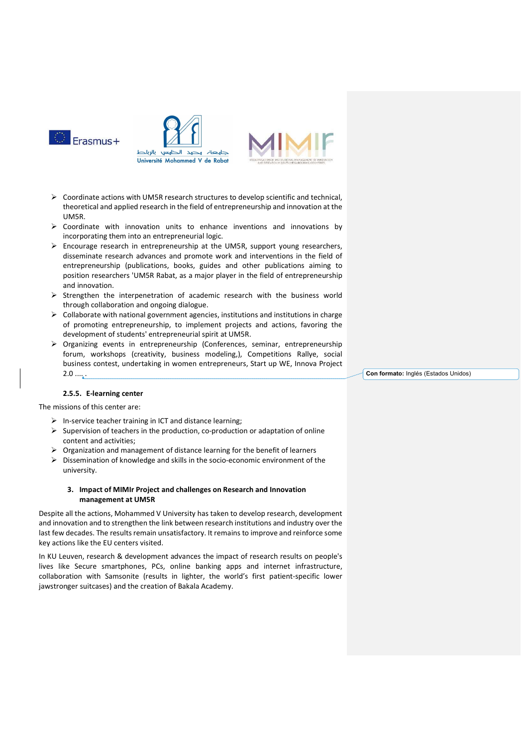- Coordinate actions with UM5R research structures to develop scientific and technical, theoretical and applied research in the field of entrepreneurship and innovation at the UM5R.
- Coordinate with innovation units to enhance inventions and innovations by incorporating them into an entrepreneurial logic.
- Encourage research in entrepreneurship at the UM5R, support young researchers, disseminate research advances and promote work and interventions in the field of entrepreneurship (publications, books, guides and other publications aiming to position researchers 'UM5R Rabat, as a major player in the field of entrepreneurship and innovation.
- Strengthen the interpenetration of academic research with the business world through collaboration and ongoing dialogue.
- Collaborate with national government agencies, institutions and institutions in charge of promoting entrepreneurship, to implement projects and actions, favoring the development of students' entrepreneurial spirit at UM5R.
- Organizing events in entrepreneurship (Conferences, seminar, entrepreneurship forum, workshops (creativity, business modeling,), Competitions Rallye, social business contest, undertaking in women entrepreneurs, Start up WE, Innova Project 2.0 .... .

#### 2.5.5. E-learning center

The missions of this center are:

- In-service teacher training in ICT and distance learning;
- Supervision of teachers in the production, co-production or adaptation of online content and activities;
- Organization and management of distance learning for the benefit of learners
- Dissemination of knowledge and skills in the socio-economic environment of the university.

## 3. Impact of MIMIr Project and challenges on Research and Innovation management at UM5R

Despite all the actions, Mohammed V University has taken to develop research, development and innovation and to strengthen the link between research institutions and industry over the last few decades. The results remain unsatisfactory. It remains to improve and reinforce some key actions like the EU centers visited.

In KU Leuven, research & development advances the impact of research results on people's lives like Secure smartphones, PCs, online banking apps and internet infrastructure, collaboration with Samsonite (results in lighter, the world's first patient-specific lower jawstronger suitcases) and the creation of Bakala Academy.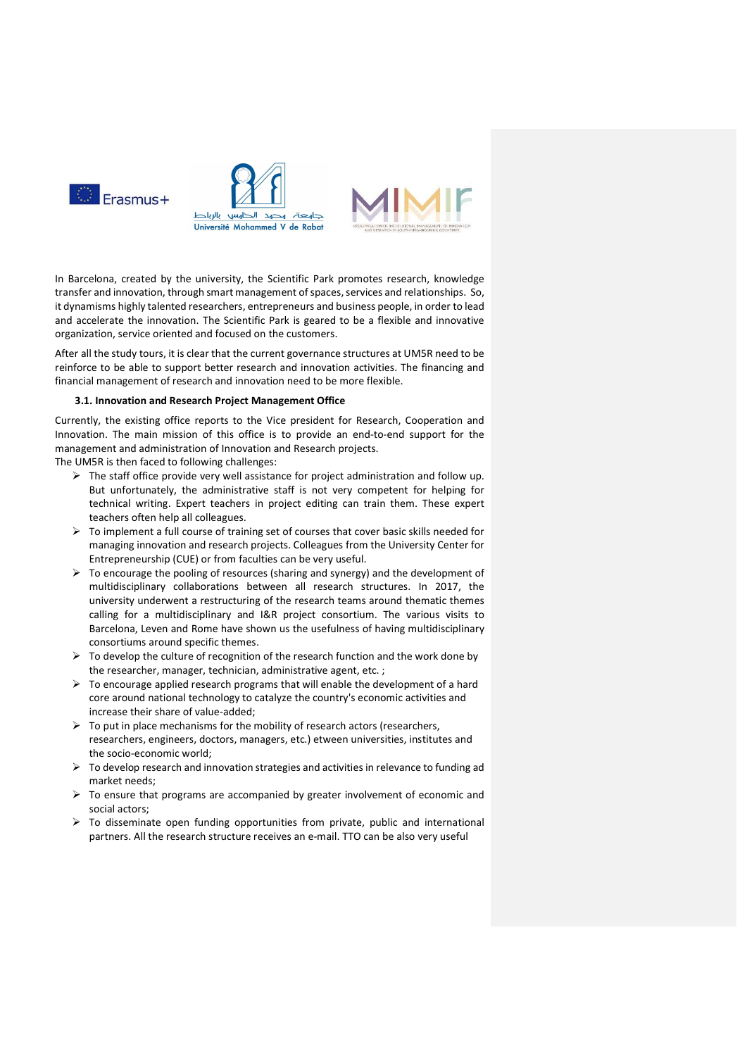In Barcelona, created by the university, the Scientific Park promotes research, knowledge transfer and innovation, through smart management of spaces, services and relationships. So, it dynamisms highly talented researchers, entrepreneurs and business people, in order to lead and accelerate the innovation. The Scientific Park is geared to be a flexible and innovative organization, service oriented and focused on the customers.

After all the study tours, it is clear that the current governance structures at UM5R need to be reinforce to be able to support better research and innovation activities. The financing and financial management of research and innovation need to be more flexible.

### 3.1. Innovation and Research Project Management Office

Currently, the existing office reports to the Vice president for Research, Cooperation and Innovation. The main mission of this office is to provide an end-to-end support for the management and administration of Innovation and Research projects.
The UM5R is then faced to following challenges:

- The staff office provide very well assistance for project administration and follow up. But unfortunately, the administrative staff is not very competent for helping for technical writing. Expert teachers in project editing can train them. These expert teachers often help all colleagues.
- To implement a full course of training set of courses that cover basic skills needed for managing innovation and research projects. Colleagues from the University Center for Entrepreneurship (CUE) or from faculties can be very useful.
- To encourage the pooling of resources (sharing and synergy) and the development of multidisciplinary collaborations between all research structures. In 2017, the university underwent a restructuring of the research teams around thematic themes calling for a multidisciplinary and I&R project consortium. The various visits to Barcelona, Leven and Rome have shown us the usefulness of having multidisciplinary consortiums around specific themes.
- To develop the culture of recognition of the research function and the work done by the researcher, manager, technician, administrative agent, etc. ;
- To encourage applied research programs that will enable the development of a hard core around national technology to catalyze the country's economic activities and increase their share of value-added;
- To put in place mechanisms for the mobility of research actors (researchers, researchers, engineers, doctors, managers, etc.) etween universities, institutes and the socio-economic world;
- To develop research and innovation strategies and activities in relevance to funding ad market needs;
- To ensure that programs are accompanied by greater involvement of economic and social actors;
- To disseminate open funding opportunities from private, public and international partners. All the research structure receives an e-mail. TTO can be also very useful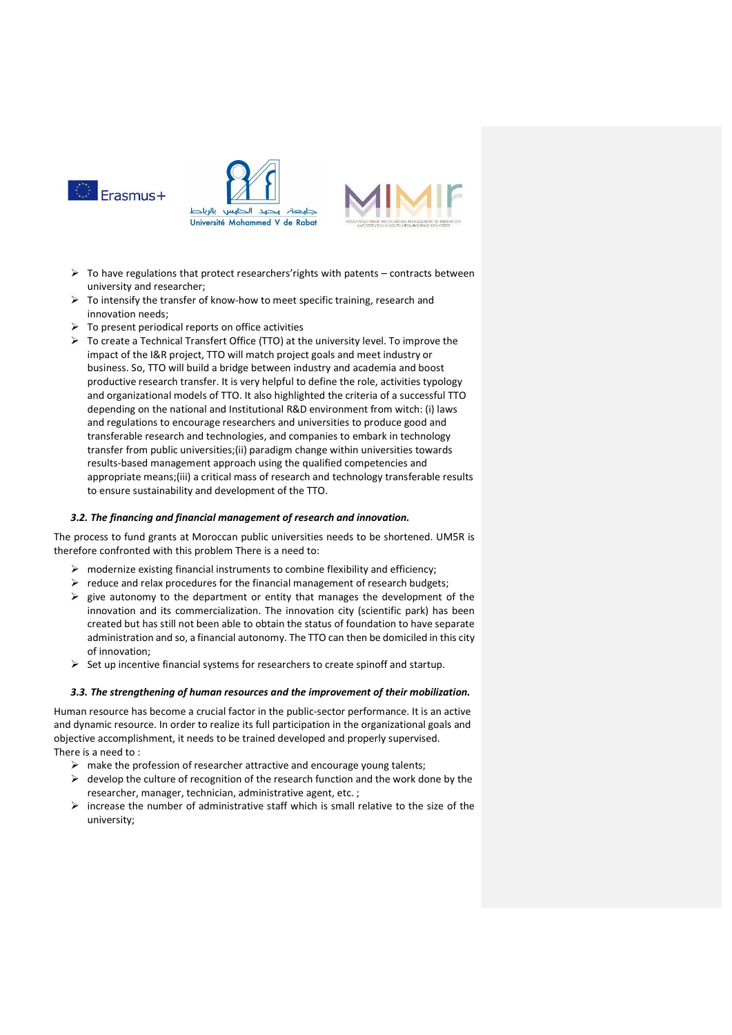- To have regulations that protect researchers'rights with patents – contracts between university and researcher;
- To intensify the transfer of know-how to meet specific training, research and innovation needs;
- To present periodical reports on office activities
- To create a Technical Transfert Office (TTO) at the university level. To improve the impact of the I&R project, TTO will match project goals and meet industry or business. So, TTO will build a bridge between industry and academia and boost productive research transfer. It is very helpful to define the role, activities typology and organizational models of TTO. It also highlighted the criteria of a successful TTO depending on the national and Institutional R&D environment from witch: (i) laws and regulations to encourage researchers and universities to produce good and transferable research and technologies, and companies to embark in technology transfer from public universities;(ii) paradigm change within universities towards results-based management approach using the qualified competencies and appropriate means;(iii) a critical mass of research and technology transferable results to ensure sustainability and development of the TTO.

### *3.2. The financing and financial management of research and innovation.*

The process to fund grants at Moroccan public universities needs to be shortened. UM5R is therefore confronted with this problem There is a need to:

- modernize existing financial instruments to combine flexibility and efficiency;
- reduce and relax procedures for the financial management of research budgets;
- give autonomy to the department or entity that manages the development of the innovation and its commercialization. The innovation city (scientific park) has been created but has still not been able to obtain the status of foundation to have separate administration and so, a financial autonomy. The TTO can then be domiciled in this city of innovation;
- Set up incentive financial systems for researchers to create spinoff and startup.

### *3.3. The strengthening of human resources and the improvement of their mobilization.*

Human resource has become a crucial factor in the public-sector performance. It is an active and dynamic resource. In order to realize its full participation in the organizational goals and objective accomplishment, it needs to be trained developed and properly supervised.
There is a need to :

- make the profession of researcher attractive and encourage young talents;
- develop the culture of recognition of the research function and the work done by the researcher, manager, technician, administrative agent, etc. ;
- increase the number of administrative staff which is small relative to the size of the university;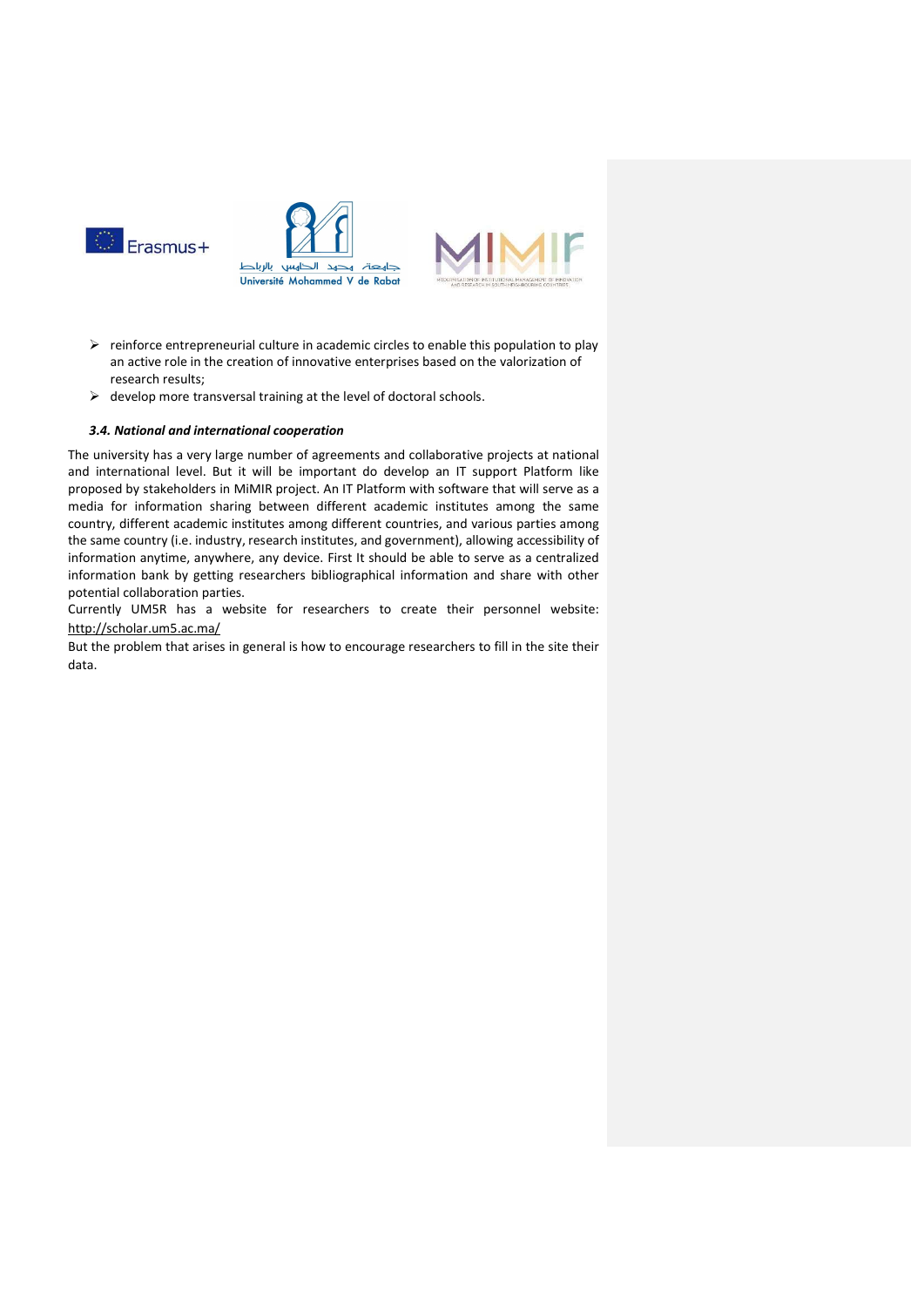- reinforce entrepreneurial culture in academic circles to enable this population to play an active role in the creation of innovative enterprises based on the valorization of research results;
- develop more transversal training at the level of doctoral schools.

### *3.4. National and international cooperation*

The university has a very large number of agreements and collaborative projects at national and international level. But it will be important do develop an IT support Platform like proposed by stakeholders in MiMIR project. An IT Platform with software that will serve as a media for information sharing between different academic institutes among the same country, different academic institutes among different countries, and various parties among the same country (i.e. industry, research institutes, and government), allowing accessibility of information anytime, anywhere, any device. First It should be able to serve as a centralized information bank by getting researchers bibliographical information and share with other potential collaboration parties.

Currently UM5R has a website for researchers to create their personnel website: http://scholar.um5.ac.ma/

But the problem that arises in general is how to encourage researchers to fill in the site their data.